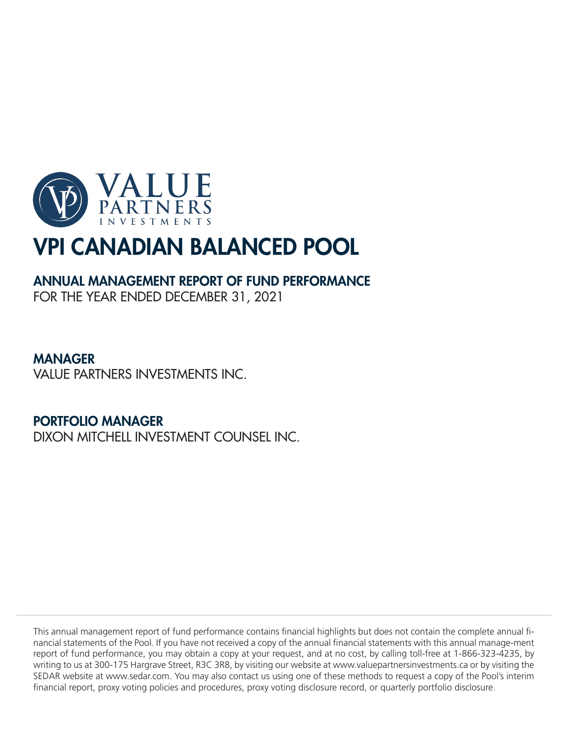VALUE PARTNERS INVESTMENTS

# VPI CANADIAN BALANCED POOL

## ANNUAL MANAGEMENT REPORT OF FUND PERFORMANCE

FOR THE YEAR ENDED DECEMBER 31, 2021

## MANAGER

VALUE PARTNERS INVESTMENTS INC.

## PORTFOLIO MANAGER

DIXON MITCHELL INVESTMENT COUNSEL INC.

This annual management report of fund performance contains financial highlights but does not contain the complete annual financial statements of the Pool. If you have not received a copy of the annual financial statements with this annual manage-ment report of fund performance, you may obtain a copy at your request, and at no cost, by calling toll-free at 1-866-323-4235, by writing to us at 300-175 Hargrave Street, R3C 3R8, by visiting our website at www.valuepartnersinvestments.ca or by visiting the SEDAR website at www.sedar.com. You may also contact us using one of these methods to request a copy of the Pool's interim financial report, proxy voting policies and procedures, proxy voting disclosure record, or quarterly portfolio disclosure.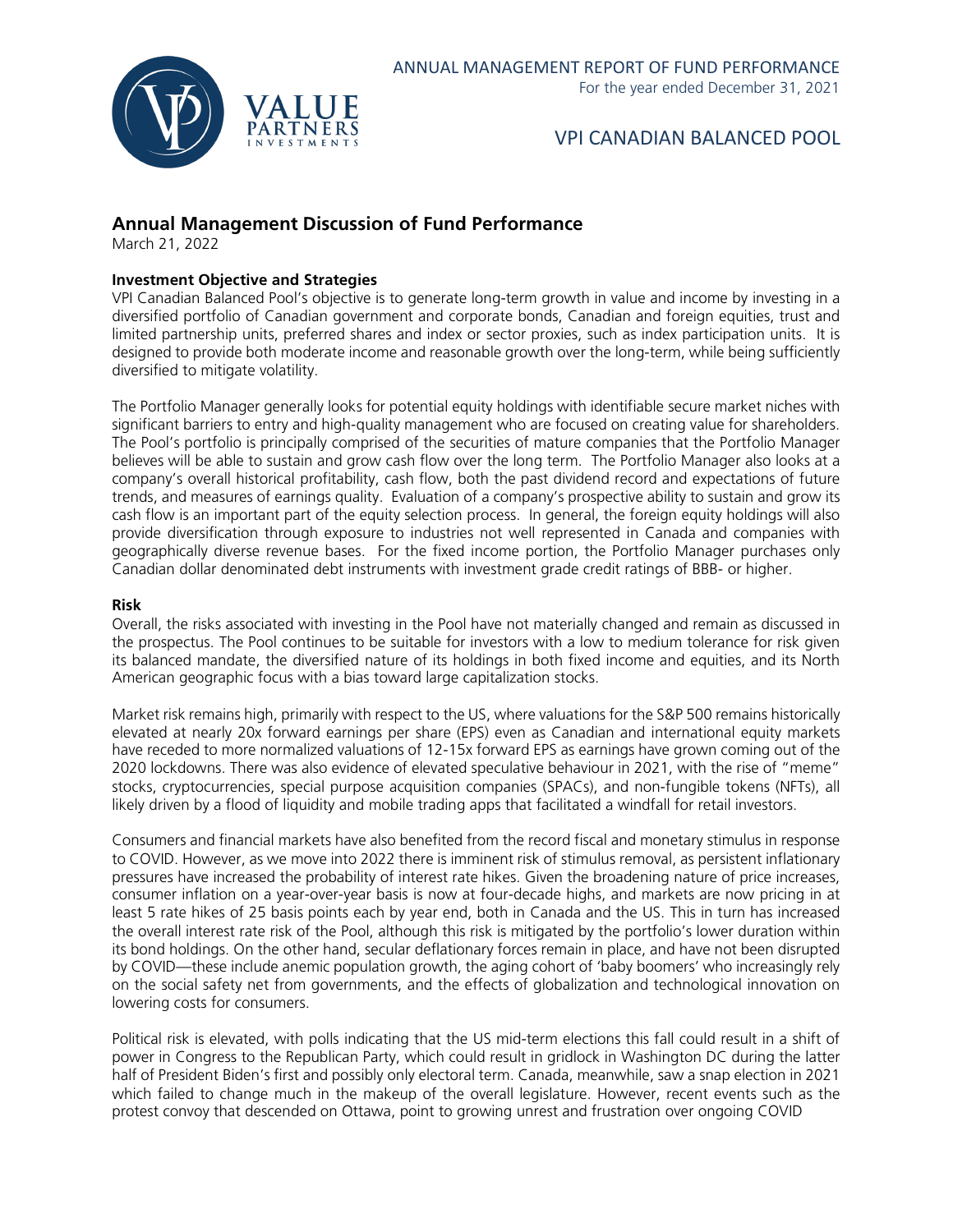## Annual Management Discussion of Fund Performance

March 21, 2022

### Investment Objective and Strategies

VPI Canadian Balanced Pool's objective is to generate long-term growth in value and income by investing in a diversified portfolio of Canadian government and corporate bonds, Canadian and foreign equities, trust and limited partnership units, preferred shares and index or sector proxies, such as index participation units. It is designed to provide both moderate income and reasonable growth over the long-term, while being sufficiently diversified to mitigate volatility.

The Portfolio Manager generally looks for potential equity holdings with identifiable secure market niches with significant barriers to entry and high-quality management who are focused on creating value for shareholders. The Pool's portfolio is principally comprised of the securities of mature companies that the Portfolio Manager believes will be able to sustain and grow cash flow over the long term. The Portfolio Manager also looks at a company's overall historical profitability, cash flow, both the past dividend record and expectations of future trends, and measures of earnings quality. Evaluation of a company's prospective ability to sustain and grow its cash flow is an important part of the equity selection process. In general, the foreign equity holdings will also provide diversification through exposure to industries not well represented in Canada and companies with geographically diverse revenue bases. For the fixed income portion, the Portfolio Manager purchases only Canadian dollar denominated debt instruments with investment grade credit ratings of BBB- or higher.

### Risk

Overall, the risks associated with investing in the Pool have not materially changed and remain as discussed in the prospectus. The Pool continues to be suitable for investors with a low to medium tolerance for risk given its balanced mandate, the diversified nature of its holdings in both fixed income and equities, and its North American geographic focus with a bias toward large capitalization stocks.

Market risk remains high, primarily with respect to the US, where valuations for the S&P 500 remains historically elevated at nearly 20x forward earnings per share (EPS) even as Canadian and international equity markets have receded to more normalized valuations of 12-15x forward EPS as earnings have grown coming out of the 2020 lockdowns. There was also evidence of elevated speculative behaviour in 2021, with the rise of "meme" stocks, cryptocurrencies, special purpose acquisition companies (SPACs), and non-fungible tokens (NFTs), all likely driven by a flood of liquidity and mobile trading apps that facilitated a windfall for retail investors.

Consumers and financial markets have also benefited from the record fiscal and monetary stimulus in response to COVID. However, as we move into 2022 there is imminent risk of stimulus removal, as persistent inflationary pressures have increased the probability of interest rate hikes. Given the broadening nature of price increases, consumer inflation on a year-over-year basis is now at four-decade highs, and markets are now pricing in at least 5 rate hikes of 25 basis points each by year end, both in Canada and the US. This in turn has increased the overall interest rate risk of the Pool, although this risk is mitigated by the portfolio's lower duration within its bond holdings. On the other hand, secular deflationary forces remain in place, and have not been disrupted by COVID—these include anemic population growth, the aging cohort of 'baby boomers' who increasingly rely on the social safety net from governments, and the effects of globalization and technological innovation on lowering costs for consumers.

Political risk is elevated, with polls indicating that the US mid-term elections this fall could result in a shift of power in Congress to the Republican Party, which could result in gridlock in Washington DC during the latter half of President Biden's first and possibly only electoral term. Canada, meanwhile, saw a snap election in 2021 which failed to change much in the makeup of the overall legislature. However, recent events such as the protest convoy that descended on Ottawa, point to growing unrest and frustration over ongoing COVID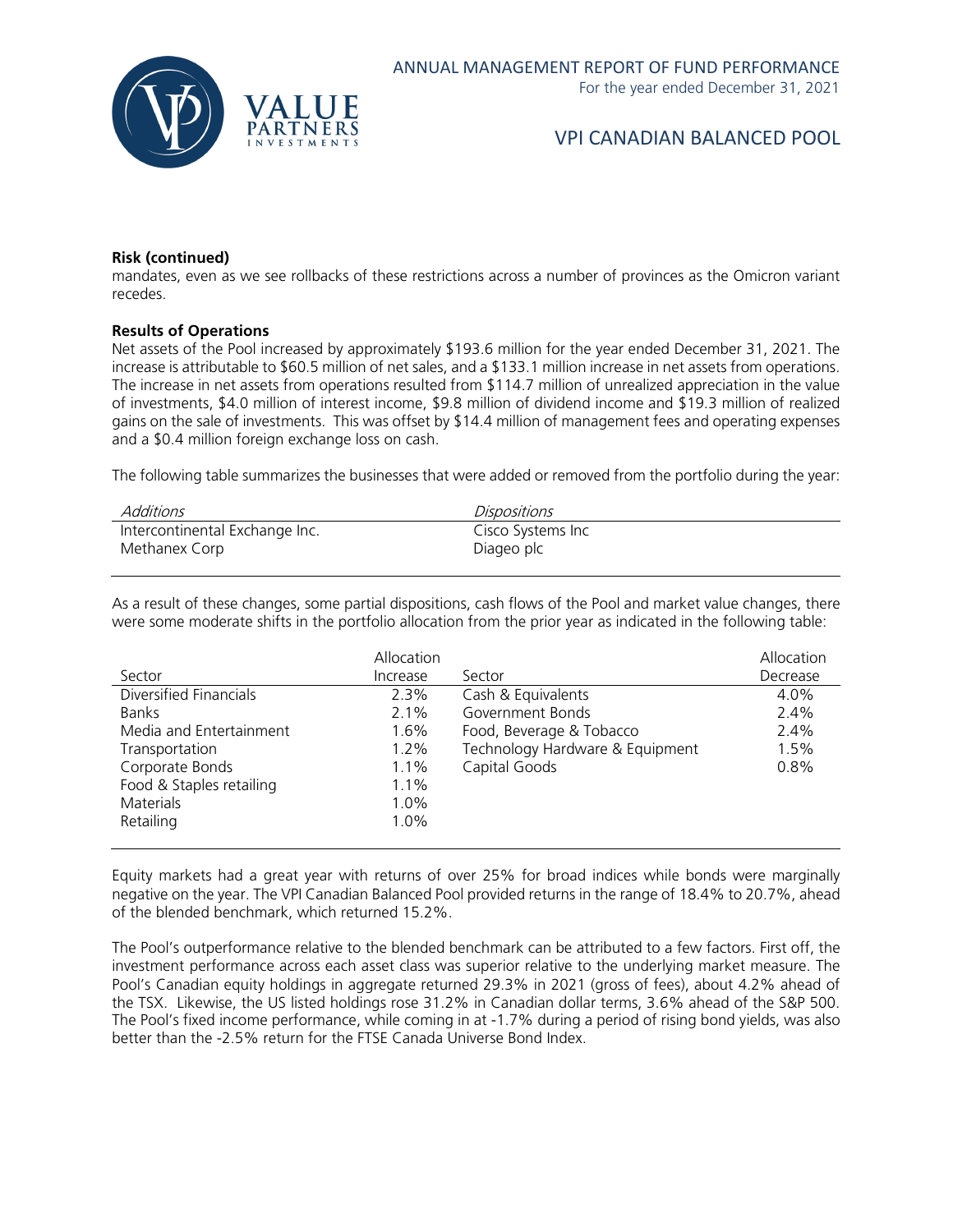**Risk (continued)**
mandates, even as we see rollbacks of these restrictions across a number of provinces as the Omicron variant recedes.

**Results of Operations**
Net assets of the Pool increased by approximately $193.6 million for the year ended December 31, 2021. The increase is attributable to $60.5 million of net sales, and a $133.1 million increase in net assets from operations. The increase in net assets from operations resulted from $114.7 million of unrealized appreciation in the value of investments, $4.0 million of interest income, $9.8 million of dividend income and $19.3 million of realized gains on the sale of investments. This was offset by $14.4 million of management fees and operating expenses and a $0.4 million foreign exchange loss on cash.

The following table summarizes the businesses that were added or removed from the portfolio during the year:

| *Additions* | *Dispositions* |
| --- | --- |
| Intercontinental Exchange Inc. | Cisco Systems Inc |
| Methanex Corp | Diageo plc |

As a result of these changes, some partial dispositions, cash flows of the Pool and market value changes, there were some moderate shifts in the portfolio allocation from the prior year as indicated in the following table:

| Sector | Allocation Increase | Sector | Allocation Decrease |
| --- | --- | --- | --- |
| Diversified Financials | 2.3% | Cash & Equivalents | 4.0% |
| Banks | 2.1% | Government Bonds | 2.4% |
| Media and Entertainment | 1.6% | Food, Beverage & Tobacco | 2.4% |
| Transportation | 1.2% | Technology Hardware & Equipment | 1.5% |
| Corporate Bonds | 1.1% | Capital Goods | 0.8% |
| Food & Staples retailing | 1.1% | | |
| Materials | 1.0% | | |
| Retailing | 1.0% | | |

Equity markets had a great year with returns of over 25% for broad indices while bonds were marginally negative on the year. The VPI Canadian Balanced Pool provided returns in the range of 18.4% to 20.7%, ahead of the blended benchmark, which returned 15.2%.

The Pool's outperformance relative to the blended benchmark can be attributed to a few factors. First off, the investment performance across each asset class was superior relative to the underlying market measure. The Pool's Canadian equity holdings in aggregate returned 29.3% in 2021 (gross of fees), about 4.2% ahead of the TSX. Likewise, the US listed holdings rose 31.2% in Canadian dollar terms, 3.6% ahead of the S&P 500. The Pool's fixed income performance, while coming in at -1.7% during a period of rising bond yields, was also better than the -2.5% return for the FTSE Canada Universe Bond Index.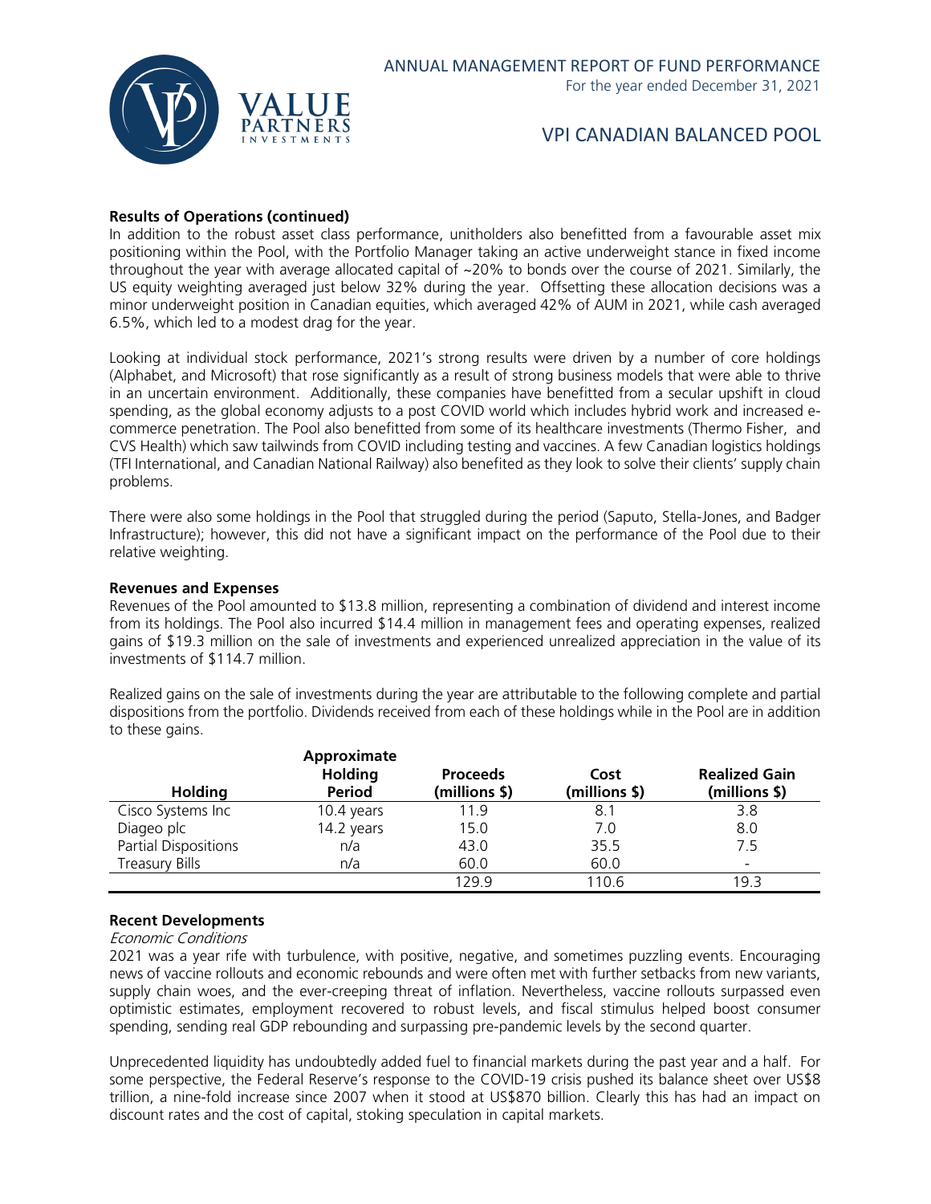**Results of Operations (continued)**

In addition to the robust asset class performance, unitholders also benefitted from a favourable asset mix positioning within the Pool, with the Portfolio Manager taking an active underweight stance in fixed income throughout the year with average allocated capital of ~20% to bonds over the course of 2021. Similarly, the US equity weighting averaged just below 32% during the year. Offsetting these allocation decisions was a minor underweight position in Canadian equities, which averaged 42% of AUM in 2021, while cash averaged 6.5%, which led to a modest drag for the year.

Looking at individual stock performance, 2021's strong results were driven by a number of core holdings (Alphabet, and Microsoft) that rose significantly as a result of strong business models that were able to thrive in an uncertain environment. Additionally, these companies have benefitted from a secular upshift in cloud spending, as the global economy adjusts to a post COVID world which includes hybrid work and increased e-commerce penetration. The Pool also benefitted from some of its healthcare investments (Thermo Fisher, and CVS Health) which saw tailwinds from COVID including testing and vaccines. A few Canadian logistics holdings (TFI International, and Canadian National Railway) also benefited as they look to solve their clients' supply chain problems.

There were also some holdings in the Pool that struggled during the period (Saputo, Stella-Jones, and Badger Infrastructure); however, this did not have a significant impact on the performance of the Pool due to their relative weighting.

**Revenues and Expenses**

Revenues of the Pool amounted to $13.8 million, representing a combination of dividend and interest income from its holdings. The Pool also incurred $14.4 million in management fees and operating expenses, realized gains of $19.3 million on the sale of investments and experienced unrealized appreciation in the value of its investments of $114.7 million.

Realized gains on the sale of investments during the year are attributable to the following complete and partial dispositions from the portfolio. Dividends received from each of these holdings while in the Pool are in addition to these gains.

| Holding | Approximate Holding Period | Proceeds (millions $) | Cost (millions $) | Realized Gain (millions $) |
|---|---|---|---|---|
| Cisco Systems Inc | 10.4 years | 11.9 | 8.1 | 3.8 |
| Diageo plc | 14.2 years | 15.0 | 7.0 | 8.0 |
| Partial Dispositions | n/a | 43.0 | 35.5 | 7.5 |
| Treasury Bills | n/a | 60.0 | 60.0 | - |
| | | 129.9 | 110.6 | 19.3 |

**Recent Developments**

*Economic Conditions*

2021 was a year rife with turbulence, with positive, negative, and sometimes puzzling events. Encouraging news of vaccine rollouts and economic rebounds and were often met with further setbacks from new variants, supply chain woes, and the ever-creeping threat of inflation. Nevertheless, vaccine rollouts surpassed even optimistic estimates, employment recovered to robust levels, and fiscal stimulus helped boost consumer spending, sending real GDP rebounding and surpassing pre-pandemic levels by the second quarter.

Unprecedented liquidity has undoubtedly added fuel to financial markets during the past year and a half. For some perspective, the Federal Reserve's response to the COVID-19 crisis pushed its balance sheet over US$8 trillion, a nine-fold increase since 2007 when it stood at US$870 billion. Clearly this has had an impact on discount rates and the cost of capital, stoking speculation in capital markets.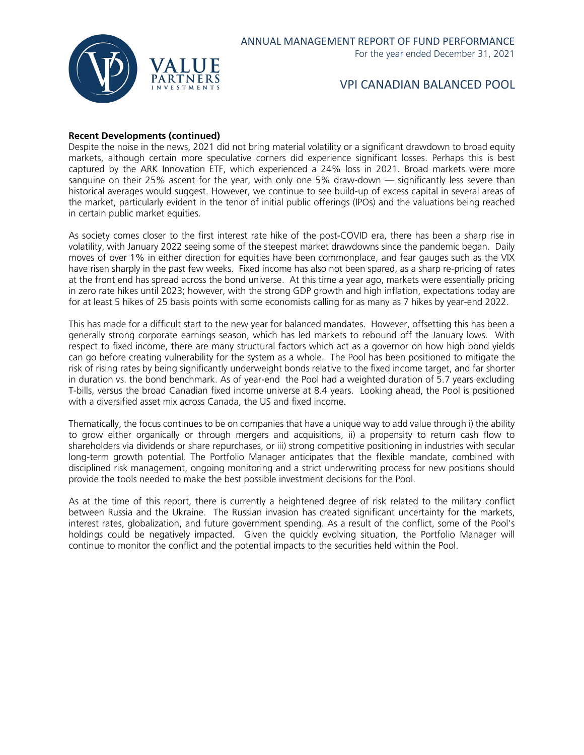**Recent Developments (continued)**

Despite the noise in the news, 2021 did not bring material volatility or a significant drawdown to broad equity markets, although certain more speculative corners did experience significant losses. Perhaps this is best captured by the ARK Innovation ETF, which experienced a 24% loss in 2021. Broad markets were more sanguine on their 25% ascent for the year, with only one 5% draw-down — significantly less severe than historical averages would suggest. However, we continue to see build-up of excess capital in several areas of the market, particularly evident in the tenor of initial public offerings (IPOs) and the valuations being reached in certain public market equities.

As society comes closer to the first interest rate hike of the post-COVID era, there has been a sharp rise in volatility, with January 2022 seeing some of the steepest market drawdowns since the pandemic began. Daily moves of over 1% in either direction for equities have been commonplace, and fear gauges such as the VIX have risen sharply in the past few weeks. Fixed income has also not been spared, as a sharp re-pricing of rates at the front end has spread across the bond universe. At this time a year ago, markets were essentially pricing in zero rate hikes until 2023; however, with the strong GDP growth and high inflation, expectations today are for at least 5 hikes of 25 basis points with some economists calling for as many as 7 hikes by year-end 2022.

This has made for a difficult start to the new year for balanced mandates. However, offsetting this has been a generally strong corporate earnings season, which has led markets to rebound off the January lows. With respect to fixed income, there are many structural factors which act as a governor on how high bond yields can go before creating vulnerability for the system as a whole. The Pool has been positioned to mitigate the risk of rising rates by being significantly underweight bonds relative to the fixed income target, and far shorter in duration vs. the bond benchmark. As of year-end the Pool had a weighted duration of 5.7 years excluding T-bills, versus the broad Canadian fixed income universe at 8.4 years. Looking ahead, the Pool is positioned with a diversified asset mix across Canada, the US and fixed income.

Thematically, the focus continues to be on companies that have a unique way to add value through i) the ability to grow either organically or through mergers and acquisitions, ii) a propensity to return cash flow to shareholders via dividends or share repurchases, or iii) strong competitive positioning in industries with secular long-term growth potential. The Portfolio Manager anticipates that the flexible mandate, combined with disciplined risk management, ongoing monitoring and a strict underwriting process for new positions should provide the tools needed to make the best possible investment decisions for the Pool.

As at the time of this report, there is currently a heightened degree of risk related to the military conflict between Russia and the Ukraine. The Russian invasion has created significant uncertainty for the markets, interest rates, globalization, and future government spending. As a result of the conflict, some of the Pool's holdings could be negatively impacted. Given the quickly evolving situation, the Portfolio Manager will continue to monitor the conflict and the potential impacts to the securities held within the Pool.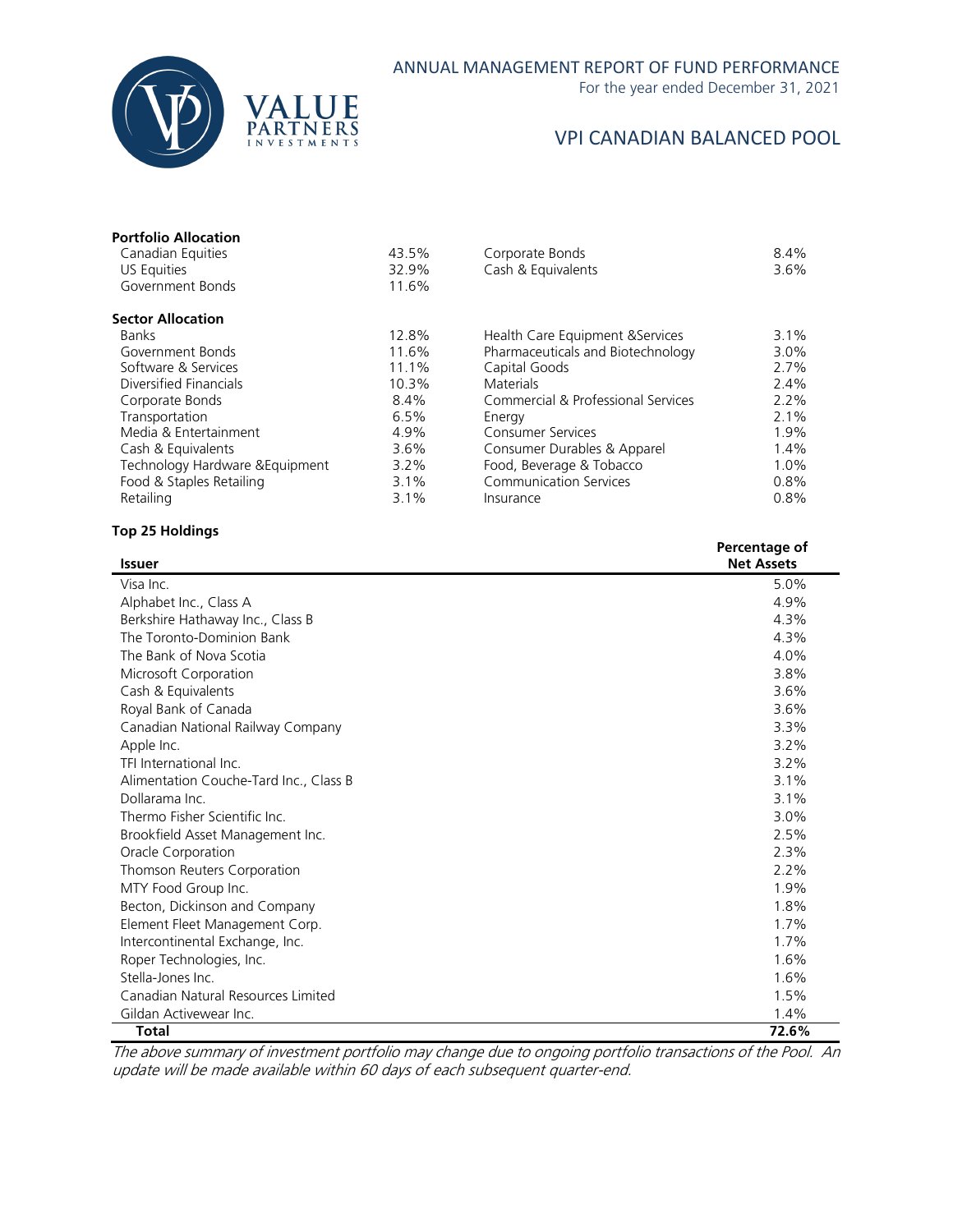# VPI CANADIAN BALANCED POOL

ANNUAL MANAGEMENT REPORT OF FUND PERFORMANCE
For the year ended December 31, 2021

**Portfolio Allocation**

| | | | |
|---|---|---|---|
| Canadian Equities | 43.5% | Corporate Bonds | 8.4% |
| US Equities | 32.9% | Cash & Equivalents | 3.6% |
| Government Bonds | 11.6% | | |

**Sector Allocation**

| | | | |
|---|---|---|---|
| Banks | 12.8% | Health Care Equipment &Services | 3.1% |
| Government Bonds | 11.6% | Pharmaceuticals and Biotechnology | 3.0% |
| Software & Services | 11.1% | Capital Goods | 2.7% |
| Diversified Financials | 10.3% | Materials | 2.4% |
| Corporate Bonds | 8.4% | Commercial & Professional Services | 2.2% |
| Transportation | 6.5% | Energy | 2.1% |
| Media & Entertainment | 4.9% | Consumer Services | 1.9% |
| Cash & Equivalents | 3.6% | Consumer Durables & Apparel | 1.4% |
| Technology Hardware &Equipment | 3.2% | Food, Beverage & Tobacco | 1.0% |
| Food & Staples Retailing | 3.1% | Communication Services | 0.8% |
| Retailing | 3.1% | Insurance | 0.8% |

**Top 25 Holdings**

| Issuer | Percentage of Net Assets |
|---|---|
| Visa Inc. | 5.0% |
| Alphabet Inc., Class A | 4.9% |
| Berkshire Hathaway Inc., Class B | 4.3% |
| The Toronto-Dominion Bank | 4.3% |
| The Bank of Nova Scotia | 4.0% |
| Microsoft Corporation | 3.8% |
| Cash & Equivalents | 3.6% |
| Royal Bank of Canada | 3.6% |
| Canadian National Railway Company | 3.3% |
| Apple Inc. | 3.2% |
| TFI International Inc. | 3.2% |
| Alimentation Couche-Tard Inc., Class B | 3.1% |
| Dollarama Inc. | 3.1% |
| Thermo Fisher Scientific Inc. | 3.0% |
| Brookfield Asset Management Inc. | 2.5% |
| Oracle Corporation | 2.3% |
| Thomson Reuters Corporation | 2.2% |
| MTY Food Group Inc. | 1.9% |
| Becton, Dickinson and Company | 1.8% |
| Element Fleet Management Corp. | 1.7% |
| Intercontinental Exchange, Inc. | 1.7% |
| Roper Technologies, Inc. | 1.6% |
| Stella-Jones Inc. | 1.6% |
| Canadian Natural Resources Limited | 1.5% |
| Gildan Activewear Inc. | 1.4% |
| **Total** | **72.6%** |

*The above summary of investment portfolio may change due to ongoing portfolio transactions of the Pool. An update will be made available within 60 days of each subsequent quarter-end.*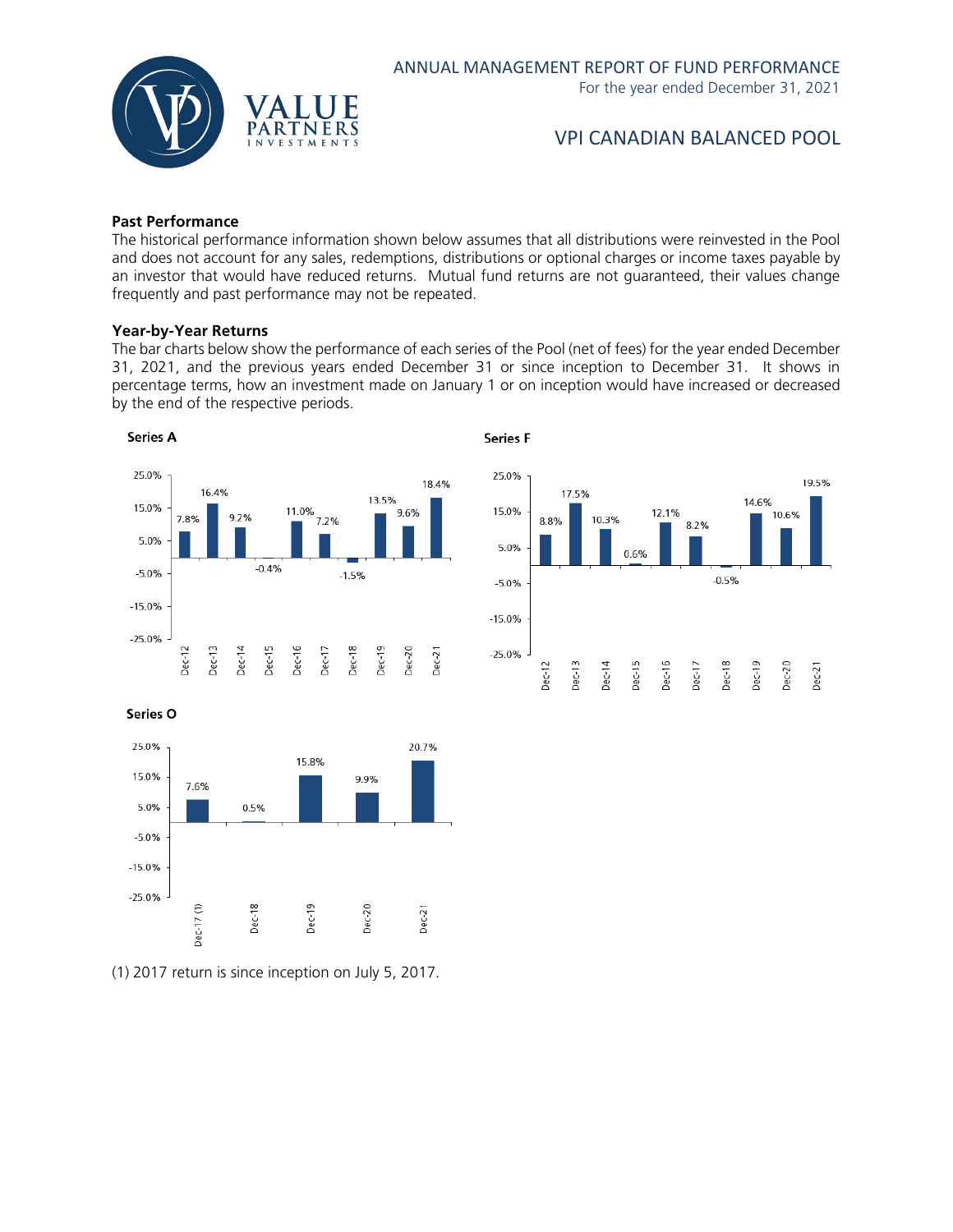## Past Performance

The historical performance information shown below assumes that all distributions were reinvested in the Pool and does not account for any sales, redemptions, distributions or optional charges or income taxes payable by an investor that would have reduced returns. Mutual fund returns are not guaranteed, their values change frequently and past performance may not be repeated.

### Year-by-Year Returns

The bar charts below show the performance of each series of the Pool (net of fees) for the year ended December 31, 2021, and the previous years ended December 31 or since inception to December 31. It shows in percentage terms, how an investment made on January 1 or on inception would have increased or decreased by the end of the respective periods.

**Series A**

| Dec-12 | Dec-13 | Dec-14 | Dec-15 | Dec-16 | Dec-17 | Dec-18 | Dec-19 | Dec-20 | Dec-21 |
|---|---|---|---|---|---|---|---|---|---|
| 7.8% | 16.4% | 9.2% | -0.4% | 11.0% | 7.2% | -1.5% | 13.5% | 9.6% | 18.4% |

**Series F**

| Dec-12 | Dec-13 | Dec-14 | Dec-15 | Dec-16 | Dec-17 | Dec-18 | Dec-19 | Dec-20 | Dec-21 |
|---|---|---|---|---|---|---|---|---|---|
| 8.8% | 17.5% | 10.3% | 0.6% | 12.1% | 8.2% | -0.5% | 14.6% | 10.6% | 19.5% |

**Series O**

| Dec-17 (1) | Dec-18 | Dec-19 | Dec-20 | Dec-21 |
|---|---|---|---|---|
| 7.6% | 0.5% | 15.8% | 9.9% | 20.7% |

(1) 2017 return is since inception on July 5, 2017.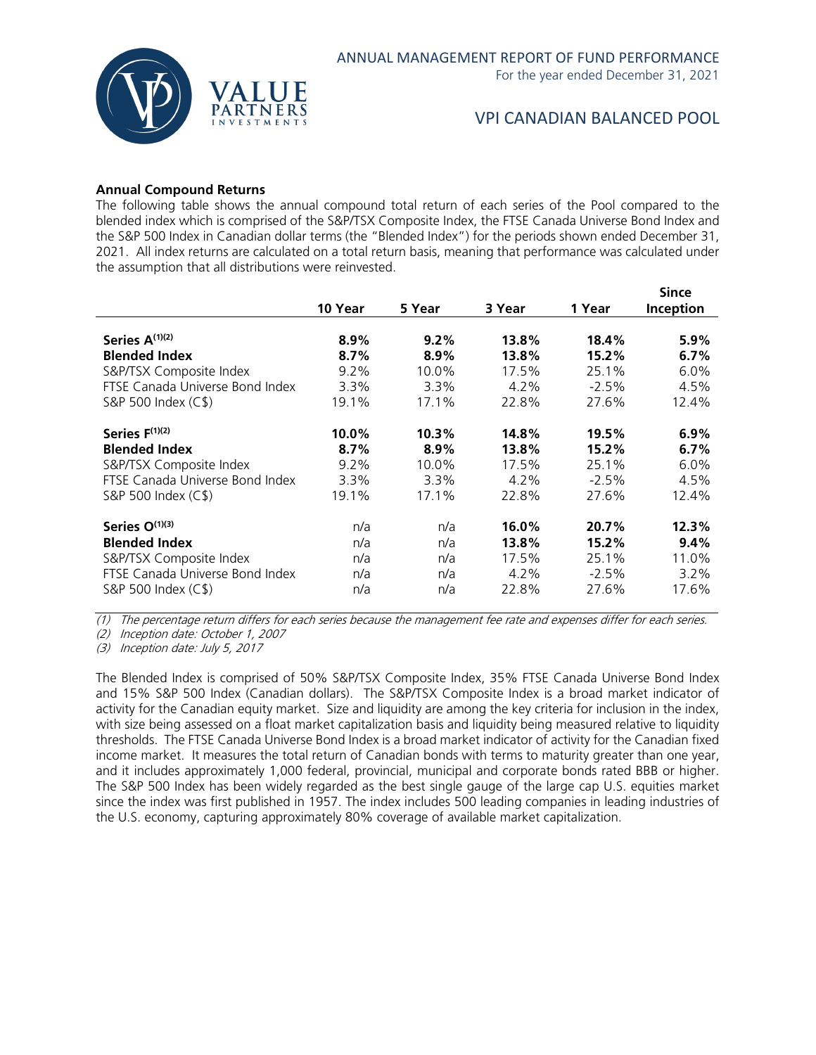### Annual Compound Returns

The following table shows the annual compound total return of each series of the Pool compared to the blended index which is comprised of the S&P/TSX Composite Index, the FTSE Canada Universe Bond Index and the S&P 500 Index in Canadian dollar terms (the "Blended Index") for the periods shown ended December 31, 2021. All index returns are calculated on a total return basis, meaning that performance was calculated under the assumption that all distributions were reinvested.

| | 10 Year | 5 Year | 3 Year | 1 Year | Since Inception |
|---|---|---|---|---|---|
| **Series A[(1)(2)]** | **8.9%** | **9.2%** | **13.8%** | **18.4%** | **5.9%** |
| **Blended Index** | **8.7%** | **8.9%** | **13.8%** | **15.2%** | **6.7%** |
| S&P/TSX Composite Index | 9.2% | 10.0% | 17.5% | 25.1% | 6.0% |
| FTSE Canada Universe Bond Index | 3.3% | 3.3% | 4.2% | -2.5% | 4.5% |
| S&P 500 Index (C$) | 19.1% | 17.1% | 22.8% | 27.6% | 12.4% |
| **Series F[(1)(2)]** | **10.0%** | **10.3%** | **14.8%** | **19.5%** | **6.9%** |
| **Blended Index** | **8.7%** | **8.9%** | **13.8%** | **15.2%** | **6.7%** |
| S&P/TSX Composite Index | 9.2% | 10.0% | 17.5% | 25.1% | 6.0% |
| FTSE Canada Universe Bond Index | 3.3% | 3.3% | 4.2% | -2.5% | 4.5% |
| S&P 500 Index (C$) | 19.1% | 17.1% | 22.8% | 27.6% | 12.4% |
| **Series O[(1)(3)]** | n/a | n/a | **16.0%** | **20.7%** | **12.3%** |
| **Blended Index** | n/a | n/a | **13.8%** | **15.2%** | **9.4%** |
| S&P/TSX Composite Index | n/a | n/a | 17.5% | 25.1% | 11.0% |
| FTSE Canada Universe Bond Index | n/a | n/a | 4.2% | -2.5% | 3.2% |
| S&P 500 Index (C$) | n/a | n/a | 22.8% | 27.6% | 17.6% |

*(1) The percentage return differs for each series because the management fee rate and expenses differ for each series.*

*(2) Inception date: October 1, 2007*

*(3) Inception date: July 5, 2017*

The Blended Index is comprised of 50% S&P/TSX Composite Index, 35% FTSE Canada Universe Bond Index and 15% S&P 500 Index (Canadian dollars). The S&P/TSX Composite Index is a broad market indicator of activity for the Canadian equity market. Size and liquidity are among the key criteria for inclusion in the index, with size being assessed on a float market capitalization basis and liquidity being measured relative to liquidity thresholds. The FTSE Canada Universe Bond Index is a broad market indicator of activity for the Canadian fixed income market. It measures the total return of Canadian bonds with terms to maturity greater than one year, and it includes approximately 1,000 federal, provincial, municipal and corporate bonds rated BBB or higher. The S&P 500 Index has been widely regarded as the best single gauge of the large cap U.S. equities market since the index was first published in 1957. The index includes 500 leading companies in leading industries of the U.S. economy, capturing approximately 80% coverage of available market capitalization.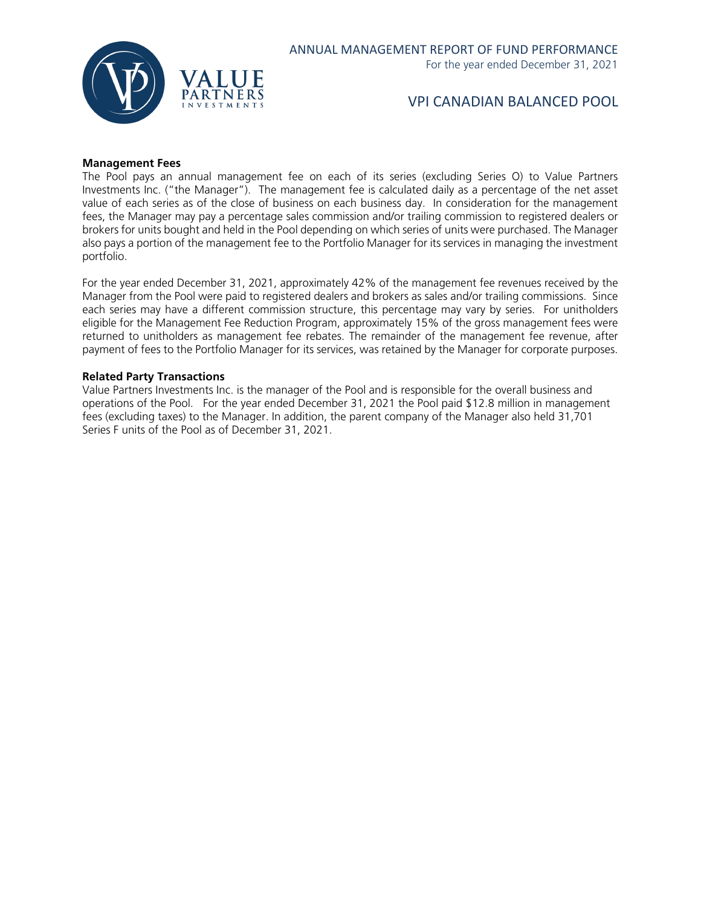### Management Fees

The Pool pays an annual management fee on each of its series (excluding Series O) to Value Partners Investments Inc. ("the Manager"). The management fee is calculated daily as a percentage of the net asset value of each series as of the close of business on each business day. In consideration for the management fees, the Manager may pay a percentage sales commission and/or trailing commission to registered dealers or brokers for units bought and held in the Pool depending on which series of units were purchased. The Manager also pays a portion of the management fee to the Portfolio Manager for its services in managing the investment portfolio.

For the year ended December 31, 2021, approximately 42% of the management fee revenues received by the Manager from the Pool were paid to registered dealers and brokers as sales and/or trailing commissions. Since each series may have a different commission structure, this percentage may vary by series. For unitholders eligible for the Management Fee Reduction Program, approximately 15% of the gross management fees were returned to unitholders as management fee rebates. The remainder of the management fee revenue, after payment of fees to the Portfolio Manager for its services, was retained by the Manager for corporate purposes.

### Related Party Transactions

Value Partners Investments Inc. is the manager of the Pool and is responsible for the overall business and operations of the Pool. For the year ended December 31, 2021 the Pool paid $12.8 million in management fees (excluding taxes) to the Manager. In addition, the parent company of the Manager also held 31,701 Series F units of the Pool as of December 31, 2021.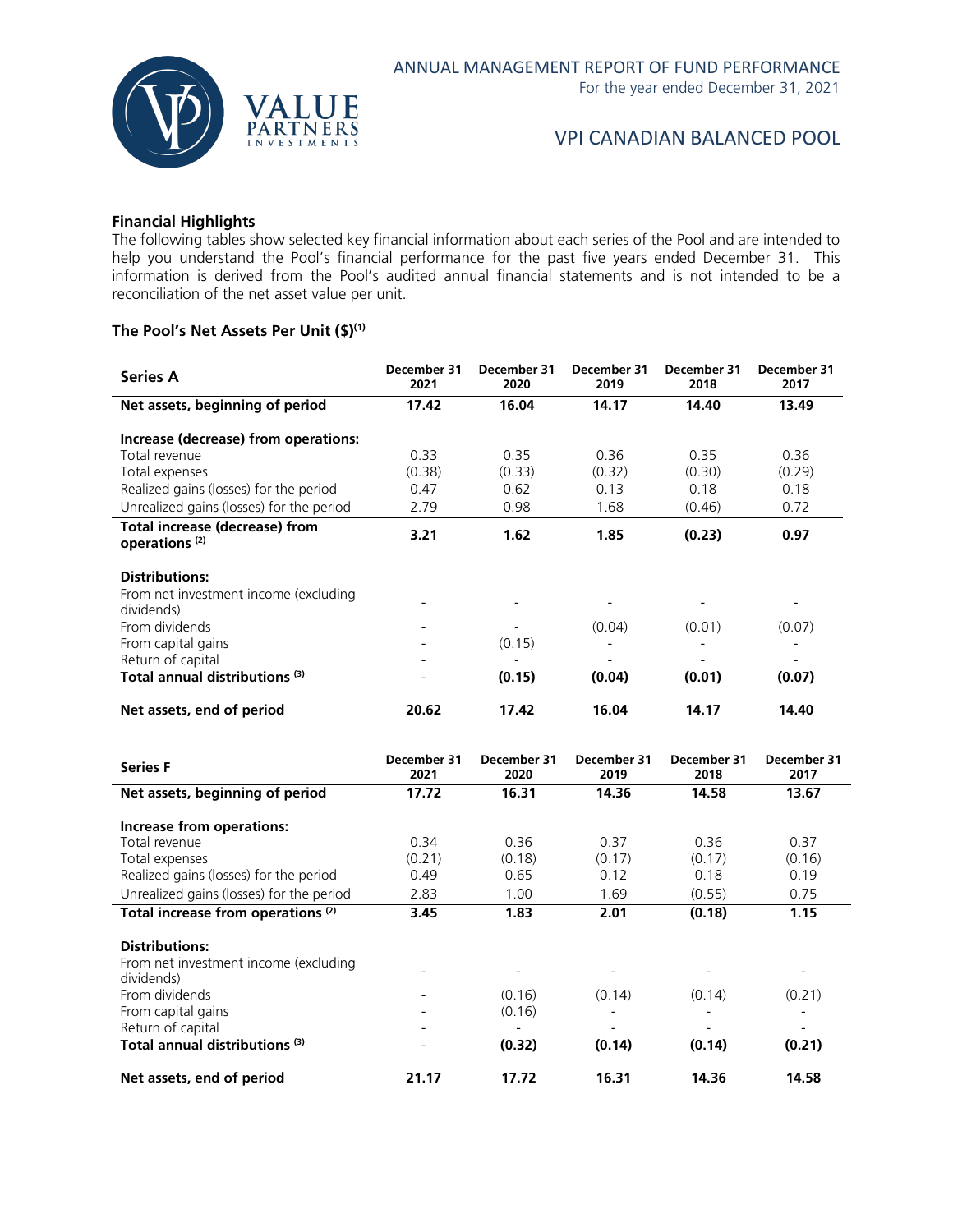## Financial Highlights

The following tables show selected key financial information about each series of the Pool and are intended to help you understand the Pool's financial performance for the past five years ended December 31. This information is derived from the Pool's audited annual financial statements and is not intended to be a reconciliation of the net asset value per unit.

### The Pool's Net Assets Per Unit ($)(1)

| Series A | December 31 2021 | December 31 2020 | December 31 2019 | December 31 2018 | December 31 2017 |
|---|---|---|---|---|---|
| **Net assets, beginning of period** | **17.42** | **16.04** | **14.17** | **14.40** | **13.49** |
| **Increase (decrease) from operations:** | | | | | |
| Total revenue | 0.33 | 0.35 | 0.36 | 0.35 | 0.36 |
| Total expenses | (0.38) | (0.33) | (0.32) | (0.30) | (0.29) |
| Realized gains (losses) for the period | 0.47 | 0.62 | 0.13 | 0.18 | 0.18 |
| Unrealized gains (losses) for the period | 2.79 | 0.98 | 1.68 | (0.46) | 0.72 |
| **Total increase (decrease) from operations (2)** | **3.21** | **1.62** | **1.85** | **(0.23)** | **0.97** |
| **Distributions:** | | | | | |
| From net investment income (excluding dividends) | - | - | - | - | - |
| From dividends | - | - | (0.04) | (0.01) | (0.07) |
| From capital gains | - | (0.15) | - | - | - |
| Return of capital | - | - | - | - | - |
| **Total annual distributions (3)** | - | **(0.15)** | **(0.04)** | **(0.01)** | **(0.07)** |
| **Net assets, end of period** | **20.62** | **17.42** | **16.04** | **14.17** | **14.40** |

| Series F | December 31 2021 | December 31 2020 | December 31 2019 | December 31 2018 | December 31 2017 |
|---|---|---|---|---|---|
| **Net assets, beginning of period** | **17.72** | **16.31** | **14.36** | **14.58** | **13.67** |
| **Increase from operations:** | | | | | |
| Total revenue | 0.34 | 0.36 | 0.37 | 0.36 | 0.37 |
| Total expenses | (0.21) | (0.18) | (0.17) | (0.17) | (0.16) |
| Realized gains (losses) for the period | 0.49 | 0.65 | 0.12 | 0.18 | 0.19 |
| Unrealized gains (losses) for the period | 2.83 | 1.00 | 1.69 | (0.55) | 0.75 |
| **Total increase from operations (2)** | **3.45** | **1.83** | **2.01** | **(0.18)** | **1.15** |
| **Distributions:** | | | | | |
| From net investment income (excluding dividends) | - | - | - | - | - |
| From dividends | - | (0.16) | (0.14) | (0.14) | (0.21) |
| From capital gains | - | (0.16) | - | - | - |
| Return of capital | - | - | - | - | - |
| **Total annual distributions (3)** | - | **(0.32)** | **(0.14)** | **(0.14)** | **(0.21)** |
| **Net assets, end of period** | **21.17** | **17.72** | **16.31** | **14.36** | **14.58** |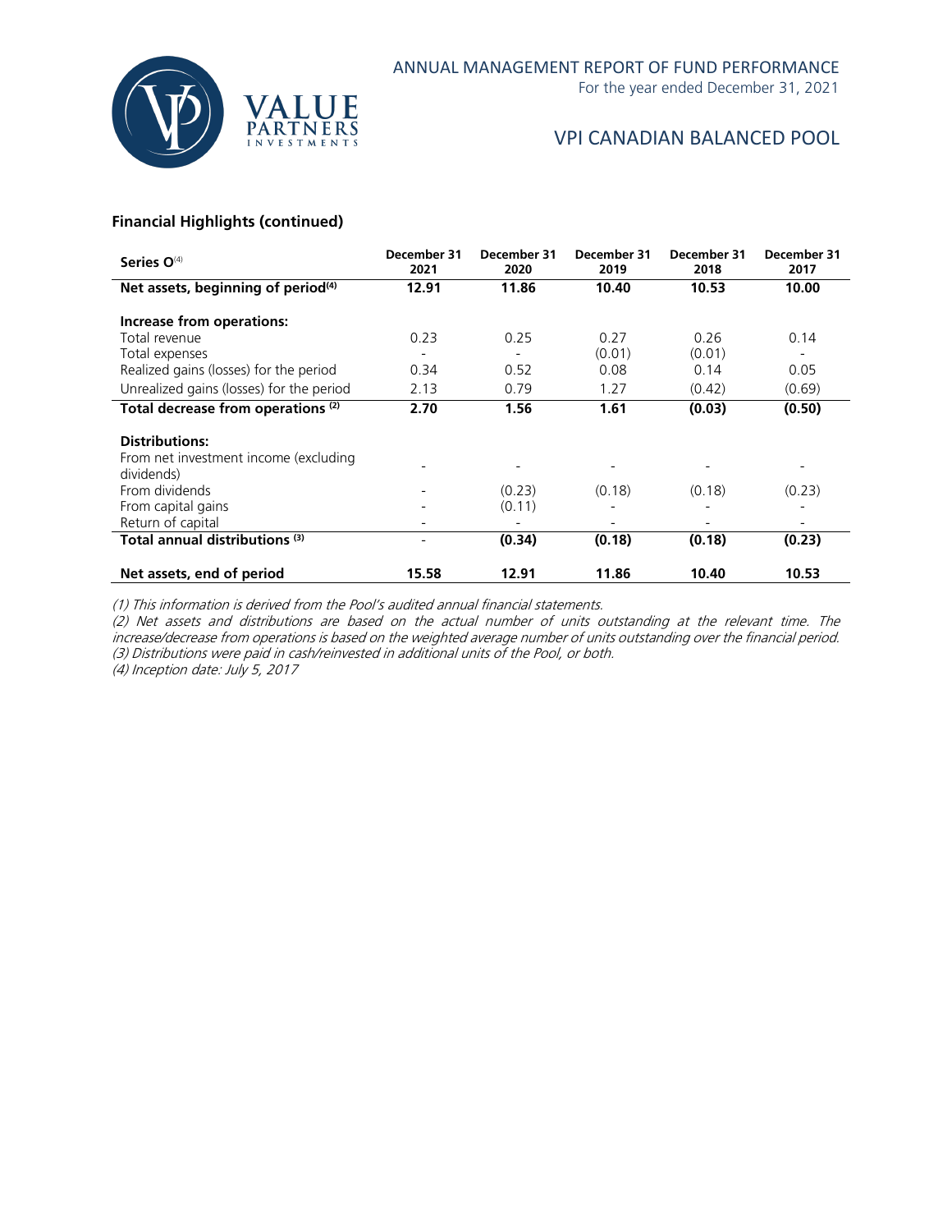### Financial Highlights (continued)

| Series O[4] | December 31 2021 | December 31 2020 | December 31 2019 | December 31 2018 | December 31 2017 |
|---|---|---|---|---|---|
| **Net assets, beginning of period[4]** | **12.91** | **11.86** | **10.40** | **10.53** | **10.00** |
| **Increase from operations:** | | | | | |
| Total revenue | 0.23 | 0.25 | 0.27 | 0.26 | 0.14 |
| Total expenses | - | - | (0.01) | (0.01) | - |
| Realized gains (losses) for the period | 0.34 | 0.52 | 0.08 | 0.14 | 0.05 |
| Unrealized gains (losses) for the period | 2.13 | 0.79 | 1.27 | (0.42) | (0.69) |
| **Total decrease from operations [2]** | **2.70** | **1.56** | **1.61** | **(0.03)** | **(0.50)** |
| **Distributions:** | | | | | |
| From net investment income (excluding dividends) | - | - | - | - | - |
| From dividends | - | (0.23) | (0.18) | (0.18) | (0.23) |
| From capital gains | - | (0.11) | - | - | - |
| Return of capital | - | - | - | - | - |
| **Total annual distributions [3]** | - | **(0.34)** | **(0.18)** | **(0.18)** | **(0.23)** |
| **Net assets, end of period** | **15.58** | **12.91** | **11.86** | **10.40** | **10.53** |

*(1) This information is derived from the Pool's audited annual financial statements.*

*(2) Net assets and distributions are based on the actual number of units outstanding at the relevant time. The increase/decrease from operations is based on the weighted average number of units outstanding over the financial period.*

*(3) Distributions were paid in cash/reinvested in additional units of the Pool, or both.*

*(4) Inception date: July 5, 2017*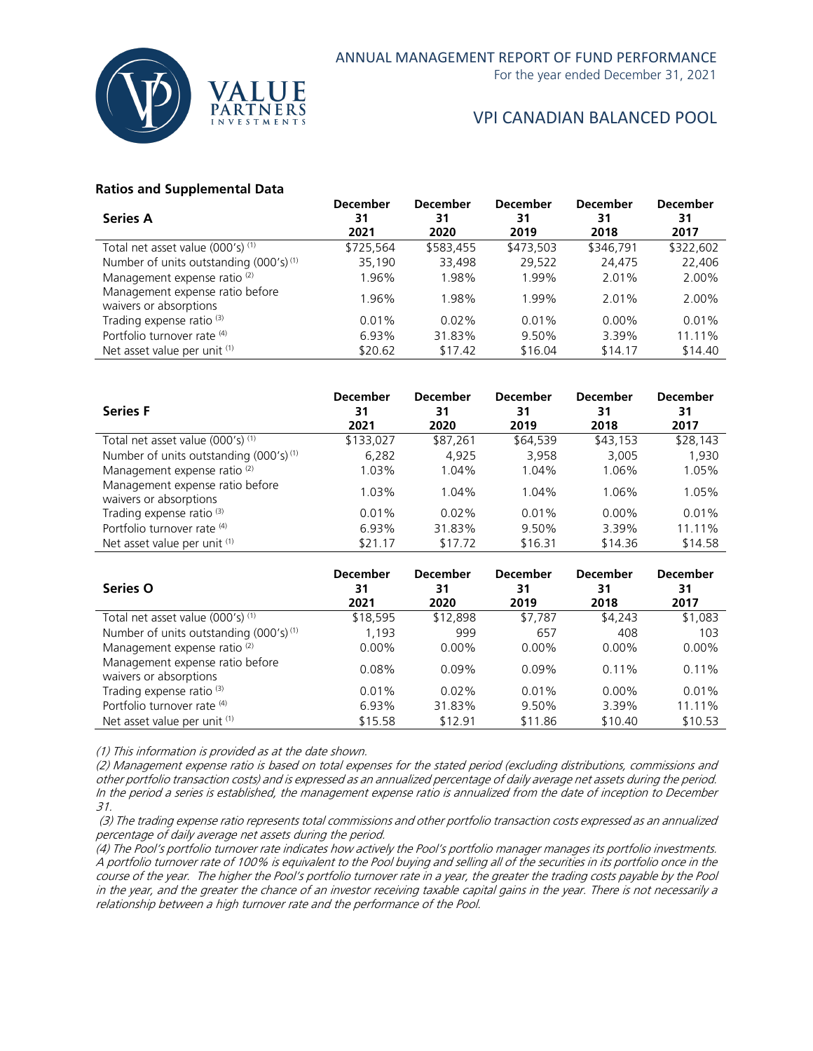## Ratios and Supplemental Data

| Series A | December 31 2021 | December 31 2020 | December 31 2019 | December 31 2018 | December 31 2017 |
|---|---|---|---|---|---|
| Total net asset value (000's) [(1)] | $725,564 | $583,455 | $473,503 | $346,791 | $322,602 |
| Number of units outstanding (000's) [(1)] | 35,190 | 33,498 | 29,522 | 24,475 | 22,406 |
| Management expense ratio [(2)] | 1.96% | 1.98% | 1.99% | 2.01% | 2.00% |
| Management expense ratio before waivers or absorptions | 1.96% | 1.98% | 1.99% | 2.01% | 2.00% |
| Trading expense ratio [(3)] | 0.01% | 0.02% | 0.01% | 0.00% | 0.01% |
| Portfolio turnover rate [(4)] | 6.93% | 31.83% | 9.50% | 3.39% | 11.11% |
| Net asset value per unit [(1)] | $20.62 | $17.42 | $16.04 | $14.17 | $14.40 |

| Series F | December 31 2021 | December 31 2020 | December 31 2019 | December 31 2018 | December 31 2017 |
|---|---|---|---|---|---|
| Total net asset value (000's) [(1)] | $133,027 | $87,261 | $64,539 | $43,153 | $28,143 |
| Number of units outstanding (000's) [(1)] | 6,282 | 4,925 | 3,958 | 3,005 | 1,930 |
| Management expense ratio [(2)] | 1.03% | 1.04% | 1.04% | 1.06% | 1.05% |
| Management expense ratio before waivers or absorptions | 1.03% | 1.04% | 1.04% | 1.06% | 1.05% |
| Trading expense ratio [(3)] | 0.01% | 0.02% | 0.01% | 0.00% | 0.01% |
| Portfolio turnover rate [(4)] | 6.93% | 31.83% | 9.50% | 3.39% | 11.11% |
| Net asset value per unit [(1)] | $21.17 | $17.72 | $16.31 | $14.36 | $14.58 |

| Series O | December 31 2021 | December 31 2020 | December 31 2019 | December 31 2018 | December 31 2017 |
|---|---|---|---|---|---|
| Total net asset value (000's) [(1)] | $18,595 | $12,898 | $7,787 | $4,243 | $1,083 |
| Number of units outstanding (000's) [(1)] | 1,193 | 999 | 657 | 408 | 103 |
| Management expense ratio [(2)] | 0.00% | 0.00% | 0.00% | 0.00% | 0.00% |
| Management expense ratio before waivers or absorptions | 0.08% | 0.09% | 0.09% | 0.11% | 0.11% |
| Trading expense ratio [(3)] | 0.01% | 0.02% | 0.01% | 0.00% | 0.01% |
| Portfolio turnover rate [(4)] | 6.93% | 31.83% | 9.50% | 3.39% | 11.11% |
| Net asset value per unit [(1)] | $15.58 | $12.91 | $11.86 | $10.40 | $10.53 |

*(1) This information is provided as at the date shown.*

*(2) Management expense ratio is based on total expenses for the stated period (excluding distributions, commissions and other portfolio transaction costs) and is expressed as an annualized percentage of daily average net assets during the period. In the period a series is established, the management expense ratio is annualized from the date of inception to December 31.*

*(3) The trading expense ratio represents total commissions and other portfolio transaction costs expressed as an annualized percentage of daily average net assets during the period.*

*(4) The Pool's portfolio turnover rate indicates how actively the Pool's portfolio manager manages its portfolio investments. A portfolio turnover rate of 100% is equivalent to the Pool buying and selling all of the securities in its portfolio once in the course of the year. The higher the Pool's portfolio turnover rate in a year, the greater the trading costs payable by the Pool in the year, and the greater the chance of an investor receiving taxable capital gains in the year. There is not necessarily a relationship between a high turnover rate and the performance of the Pool.*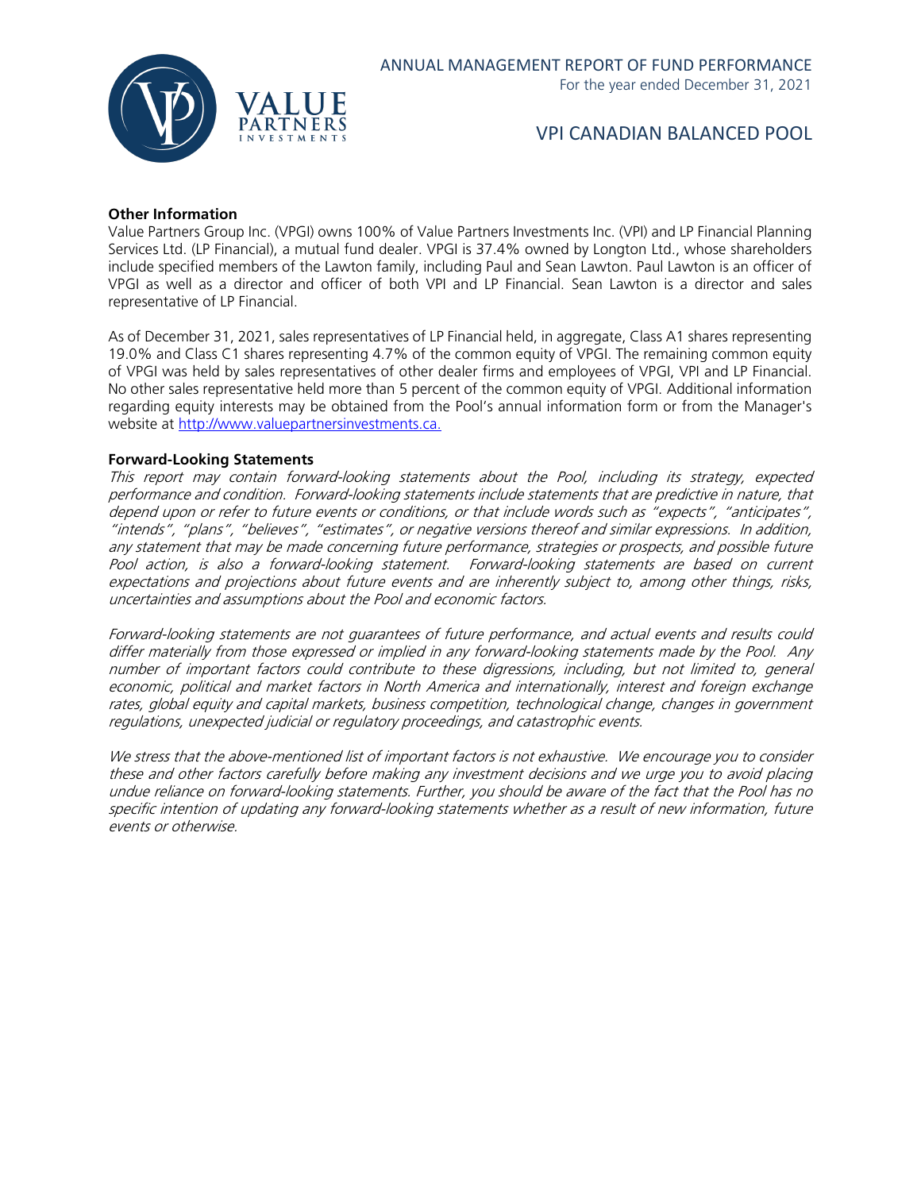## Other Information

Value Partners Group Inc. (VPGI) owns 100% of Value Partners Investments Inc. (VPI) and LP Financial Planning Services Ltd. (LP Financial), a mutual fund dealer. VPGI is 37.4% owned by Longton Ltd., whose shareholders include specified members of the Lawton family, including Paul and Sean Lawton. Paul Lawton is an officer of VPGI as well as a director and officer of both VPI and LP Financial. Sean Lawton is a director and sales representative of LP Financial.

As of December 31, 2021, sales representatives of LP Financial held, in aggregate, Class A1 shares representing 19.0% and Class C1 shares representing 4.7% of the common equity of VPGI. The remaining common equity of VPGI was held by sales representatives of other dealer firms and employees of VPGI, VPI and LP Financial. No other sales representative held more than 5 percent of the common equity of VPGI. Additional information regarding equity interests may be obtained from the Pool's annual information form or from the Manager's website at http://www.valuepartnersinvestments.ca.

## Forward-Looking Statements

*This report may contain forward-looking statements about the Pool, including its strategy, expected performance and condition. Forward-looking statements include statements that are predictive in nature, that depend upon or refer to future events or conditions, or that include words such as "expects", "anticipates", "intends", "plans", "believes", "estimates", or negative versions thereof and similar expressions. In addition, any statement that may be made concerning future performance, strategies or prospects, and possible future Pool action, is also a forward-looking statement. Forward-looking statements are based on current expectations and projections about future events and are inherently subject to, among other things, risks, uncertainties and assumptions about the Pool and economic factors.*

*Forward-looking statements are not guarantees of future performance, and actual events and results could differ materially from those expressed or implied in any forward-looking statements made by the Pool. Any number of important factors could contribute to these digressions, including, but not limited to, general economic, political and market factors in North America and internationally, interest and foreign exchange rates, global equity and capital markets, business competition, technological change, changes in government regulations, unexpected judicial or regulatory proceedings, and catastrophic events.*

*We stress that the above-mentioned list of important factors is not exhaustive. We encourage you to consider these and other factors carefully before making any investment decisions and we urge you to avoid placing undue reliance on forward-looking statements. Further, you should be aware of the fact that the Pool has no specific intention of updating any forward-looking statements whether as a result of new information, future events or otherwise.*